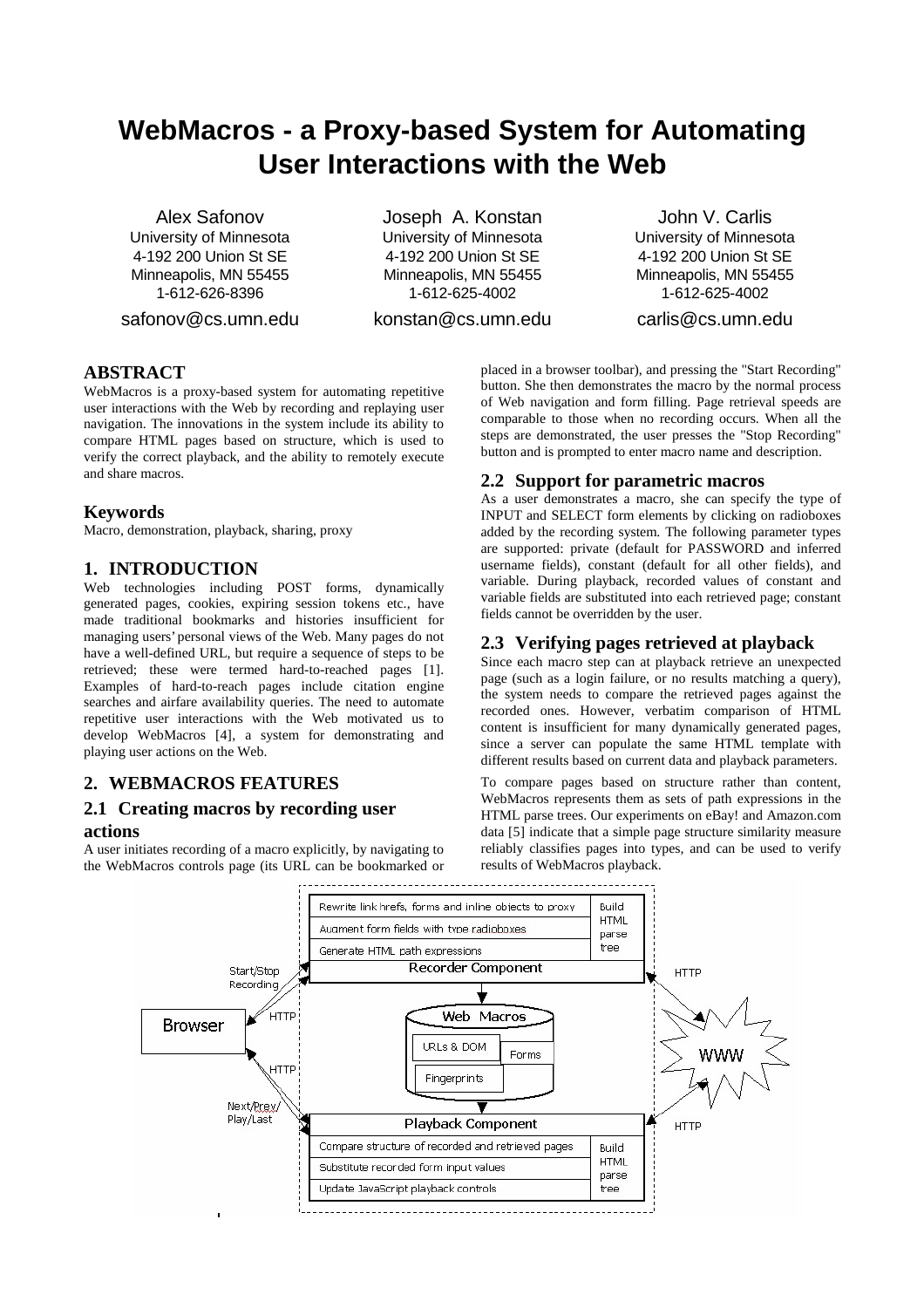# WebMacros - a Proxy-based System for Automating User Interactions with the Web

Alex Safonov
University of Minnesota
4-192 200 Union St SE
Minneapolis, MN 55455
1-612-626-8396
safonov@cs.umn.edu

Joseph A. Konstan
University of Minnesota
4-192 200 Union St SE
Minneapolis, MN 55455
1-612-625-4002
konstan@cs.umn.edu

John V. Carlis
University of Minnesota
4-192 200 Union St SE
Minneapolis, MN 55455
1-612-625-4002
carlis@cs.umn.edu

## ABSTRACT

WebMacros is a proxy-based system for automating repetitive user interactions with the Web by recording and replaying user navigation. The innovations in the system include its ability to compare HTML pages based on structure, which is used to verify the correct playback, and the ability to remotely execute and share macros.

## Keywords

Macro, demonstration, playback, sharing, proxy

## 1. INTRODUCTION

Web technologies including POST forms, dynamically generated pages, cookies, expiring session tokens etc., have made traditional bookmarks and histories insufficient for managing users' personal views of the Web. Many pages do not have a well-defined URL, but require a sequence of steps to be retrieved; these were termed hard-to-reached pages [1]. Examples of hard-to-reach pages include citation engine searches and airfare availability queries. The need to automate repetitive user interactions with the Web motivated us to develop WebMacros [4], a system for demonstrating and playing user actions on the Web.

## 2. WEBMACROS FEATURES

### 2.1 Creating macros by recording user actions

A user initiates recording of a macro explicitly, by navigating to the WebMacros controls page (its URL can be bookmarked or placed in a browser toolbar), and pressing the "Start Recording" button. She then demonstrates the macro by the normal process of Web navigation and form filling. Page retrieval speeds are comparable to those when no recording occurs. When all the steps are demonstrated, the user presses the "Stop Recording" button and is prompted to enter macro name and description.

### 2.2 Support for parametric macros

As a user demonstrates a macro, she can specify the type of INPUT and SELECT form elements by clicking on radioboxes added by the recording system. The following parameter types are supported: private (default for PASSWORD and inferred username fields), constant (default for all other fields), and variable. During playback, recorded values of constant and variable fields are substituted into each retrieved page; constant fields cannot be overridden by the user.

### 2.3 Verifying pages retrieved at playback

Since each macro step can at playback retrieve an unexpected page (such as a login failure, or no results matching a query), the system needs to compare the retrieved pages against the recorded ones. However, verbatim comparison of HTML content is insufficient for many dynamically generated pages, since a server can populate the same HTML template with different results based on current data and playback parameters.

To compare pages based on structure rather than content, WebMacros represents them as sets of path expressions in the HTML parse trees. Our experiments on eBay! and Amazon.com data [5] indicate that a simple page structure similarity measure reliably classifies pages into types, and can be used to verify results of WebMacros playback.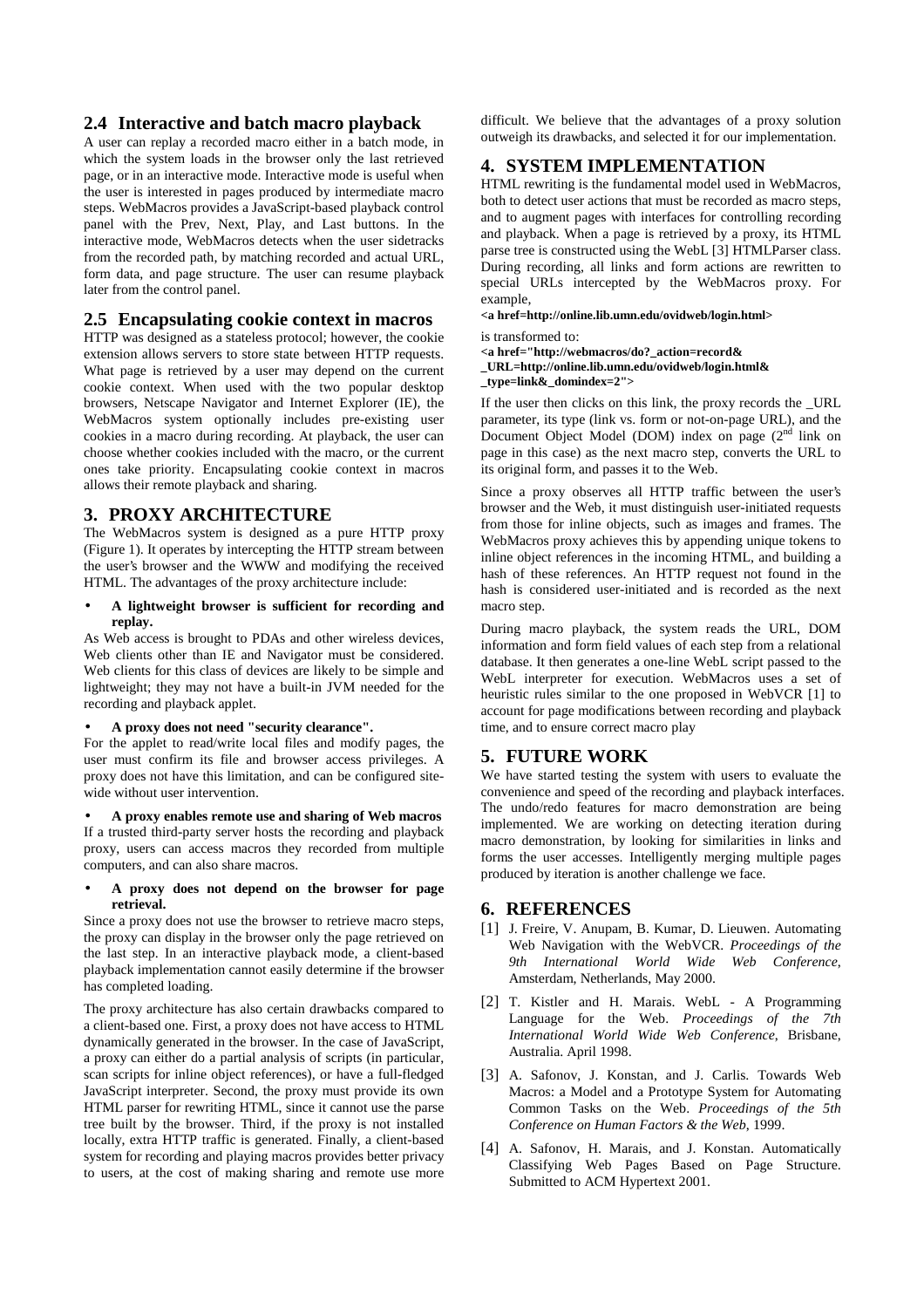## 2.4 Interactive and batch macro playback

A user can replay a recorded macro either in a batch mode, in which the system loads in the browser only the last retrieved page, or in an interactive mode. Interactive mode is useful when the user is interested in pages produced by intermediate macro steps. WebMacros provides a JavaScript-based playback control panel with the Prev, Next, Play, and Last buttons. In the interactive mode, WebMacros detects when the user sidetracks from the recorded path, by matching recorded and actual URL, form data, and page structure. The user can resume playback later from the control panel.

## 2.5 Encapsulating cookie context in macros

HTTP was designed as a stateless protocol; however, the cookie extension allows servers to store state between HTTP requests. What page is retrieved by a user may depend on the current cookie context. When used with the two popular desktop browsers, Netscape Navigator and Internet Explorer (IE), the WebMacros system optionally includes pre-existing user cookies in a macro during recording. At playback, the user can choose whether cookies included with the macro, or the current ones take priority. Encapsulating cookie context in macros allows their remote playback and sharing.

# 3. PROXY ARCHITECTURE

The WebMacros system is designed as a pure HTTP proxy (Figure 1). It operates by intercepting the HTTP stream between the user's browser and the WWW and modifying the received HTML. The advantages of the proxy architecture include:

- **A lightweight browser is sufficient for recording and replay.**

As Web access is brought to PDAs and other wireless devices, Web clients other than IE and Navigator must be considered. Web clients for this class of devices are likely to be simple and lightweight; they may not have a built-in JVM needed for the recording and playback applet.

- **A proxy does not need "security clearance".**

For the applet to read/write local files and modify pages, the user must confirm its file and browser access privileges. A proxy does not have this limitation, and can be configured site-wide without user intervention.

- **A proxy enables remote use and sharing of Web macros**

If a trusted third-party server hosts the recording and playback proxy, users can access macros they recorded from multiple computers, and can also share macros.

- **A proxy does not depend on the browser for page retrieval.**

Since a proxy does not use the browser to retrieve macro steps, the proxy can display in the browser only the page retrieved on the last step. In an interactive playback mode, a client-based playback implementation cannot easily determine if the browser has completed loading.

The proxy architecture has also certain drawbacks compared to a client-based one. First, a proxy does not have access to HTML dynamically generated in the browser. In the case of JavaScript, a proxy can either do a partial analysis of scripts (in particular, scan scripts for inline object references), or have a full-fledged JavaScript interpreter. Second, the proxy must provide its own HTML parser for rewriting HTML, since it cannot use the parse tree built by the browser. Third, if the proxy is not installed locally, extra HTTP traffic is generated. Finally, a client-based system for recording and playing macros provides better privacy to users, at the cost of making sharing and remote use more difficult. We believe that the advantages of a proxy solution outweigh its drawbacks, and selected it for our implementation.

# 4. SYSTEM IMPLEMENTATION

HTML rewriting is the fundamental model used in WebMacros, both to detect user actions that must be recorded as macro steps, and to augment pages with interfaces for controlling recording and playback. When a page is retrieved by a proxy, its HTML parse tree is constructed using the WebL [3] HTMLParser class. During recording, all links and form actions are rewritten to special URLs intercepted by the WebMacros proxy. For example,

**<a href=http://online.lib.umn.edu/ovidweb/login.html>**

is transformed to:

**<a href="http://webmacros/do?_action=record& _URL=http://online.lib.umn.edu/ovidweb/login.html& _type=link&_domindex=2">**

If the user then clicks on this link, the proxy records the _URL parameter, its type (link vs. form or not-on-page URL), and the Document Object Model (DOM) index on page (2nd link on page in this case) as the next macro step, converts the URL to its original form, and passes it to the Web.

Since a proxy observes all HTTP traffic between the user's browser and the Web, it must distinguish user-initiated requests from those for inline objects, such as images and frames. The WebMacros proxy achieves this by appending unique tokens to inline object references in the incoming HTML, and building a hash of these references. An HTTP request not found in the hash is considered user-initiated and is recorded as the next macro step.

During macro playback, the system reads the URL, DOM information and form field values of each step from a relational database. It then generates a one-line WebL script passed to the WebL interpreter for execution. WebMacros uses a set of heuristic rules similar to the one proposed in WebVCR [1] to account for page modifications between recording and playback time, and to ensure correct macro play

# 5. FUTURE WORK

We have started testing the system with users to evaluate the convenience and speed of the recording and playback interfaces. The undo/redo features for macro demonstration are being implemented. We are working on detecting iteration during macro demonstration, by looking for similarities in links and forms the user accesses. Intelligently merging multiple pages produced by iteration is another challenge we face.

# 6. REFERENCES

[1] J. Freire, V. Anupam, B. Kumar, D. Lieuwen. Automating Web Navigation with the WebVCR. *Proceedings of the 9th International World Wide Web Conference*, Amsterdam, Netherlands, May 2000.

[2] T. Kistler and H. Marais. WebL - A Programming Language for the Web. *Proceedings of the 7th International World Wide Web Conference,* Brisbane, Australia. April 1998.

[3] A. Safonov, J. Konstan, and J. Carlis. Towards Web Macros: a Model and a Prototype System for Automating Common Tasks on the Web. *Proceedings of the 5th Conference on Human Factors & the Web*, 1999.

[4] A. Safonov, H. Marais, and J. Konstan. Automatically Classifying Web Pages Based on Page Structure. Submitted to ACM Hypertext 2001.